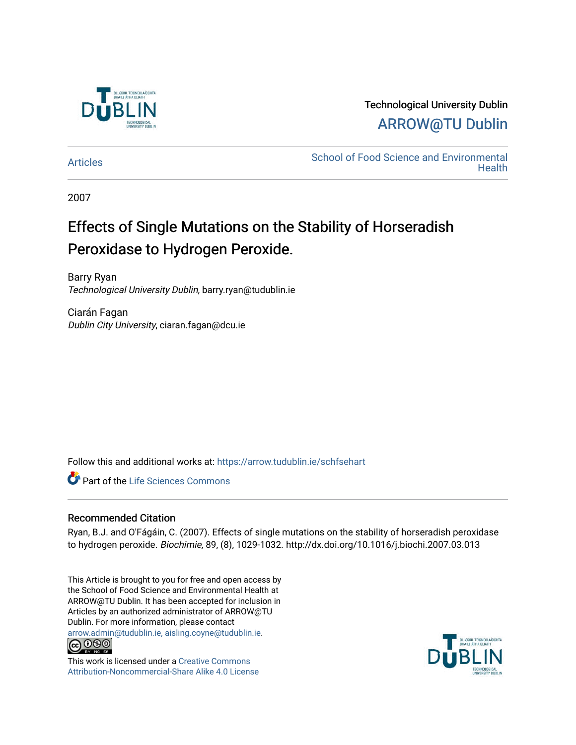Technological University Dublin

ARROW@TU Dublin

Articles

School of Food Science and Environmental Health

2007

# Effects of Single Mutations on the Stability of Horseradish Peroxidase to Hydrogen Peroxide.

Barry Ryan
*Technological University Dublin*, barry.ryan@tudublin.ie

Ciarán Fagan
*Dublin City University*, ciaran.fagan@dcu.ie

Follow this and additional works at: https://arrow.tudublin.ie/schfsehart

Part of the Life Sciences Commons

## Recommended Citation

Ryan, B.J. and O'Fágáin, C. (2007). Effects of single mutations on the stability of horseradish peroxidase to hydrogen peroxide. *Biochimie,* 89, (8), 1029-1032. http://dx.doi.org/10.1016/j.biochi.2007.03.013

This Article is brought to you for free and open access by the School of Food Science and Environmental Health at ARROW@TU Dublin. It has been accepted for inclusion in Articles by an authorized administrator of ARROW@TU Dublin. For more information, please contact arrow.admin@tudublin.ie, aisling.coyne@tudublin.ie.

This work is licensed under a Creative Commons Attribution-Noncommercial-Share Alike 4.0 License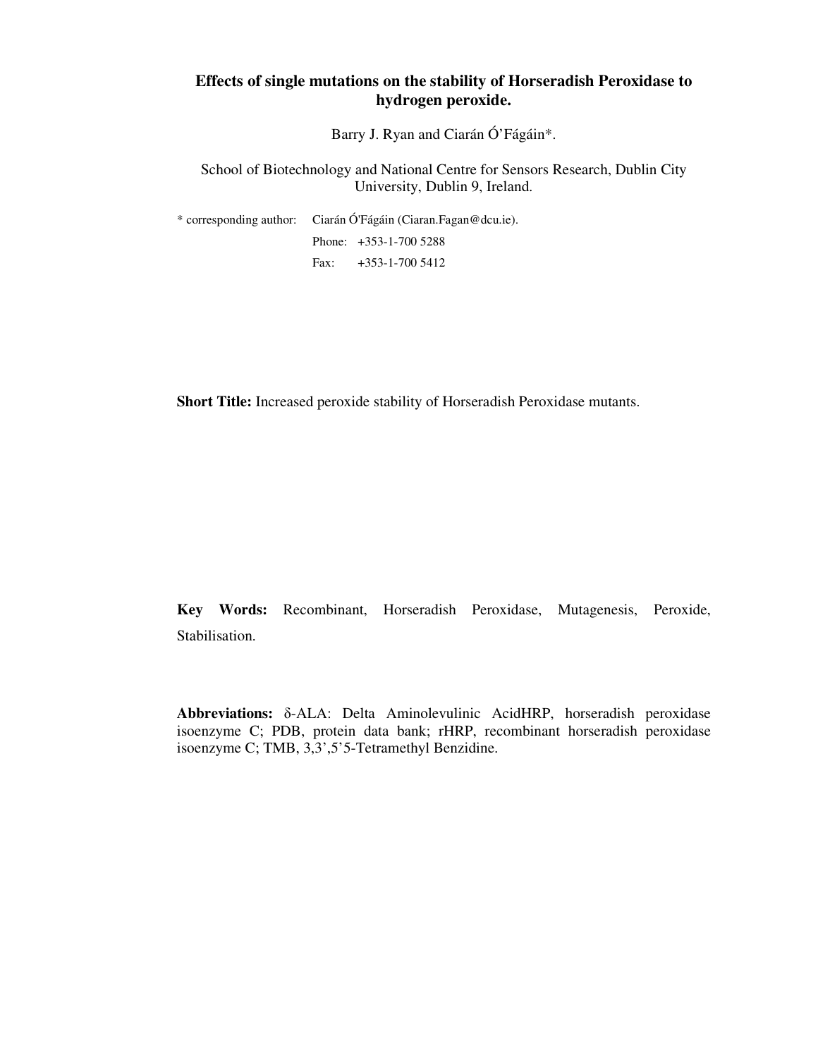# Effects of single mutations on the stability of Horseradish Peroxidase to hydrogen peroxide.

Barry J. Ryan and Ciarán Ó'Fágáin*.

School of Biotechnology and National Centre for Sensors Research, Dublin City University, Dublin 9, Ireland.

\* corresponding author: Ciarán Ó'Fágáin (Ciaran.Fagan@dcu.ie).

Phone: +353-1-700 5288

Fax: +353-1-700 5412

**Short Title:** Increased peroxide stability of Horseradish Peroxidase mutants.

**Key Words:** Recombinant, Horseradish Peroxidase, Mutagenesis, Peroxide, Stabilisation.

**Abbreviations:** δ-ALA: Delta Aminolevulinic AcidHRP, horseradish peroxidase isoenzyme C; PDB, protein data bank; rHRP, recombinant horseradish peroxidase isoenzyme C; TMB, 3,3',5'5-Tetramethyl Benzidine.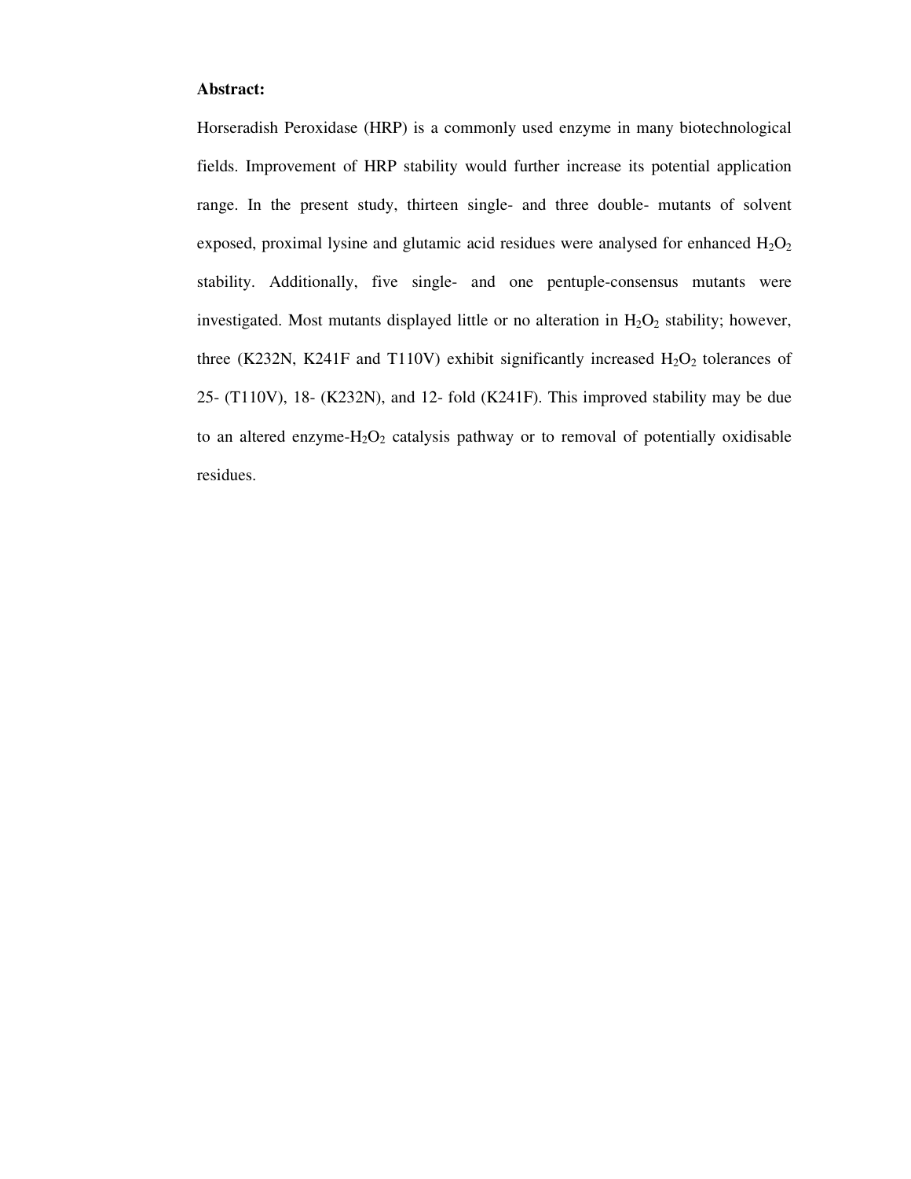**Abstract:**

Horseradish Peroxidase (HRP) is a commonly used enzyme in many biotechnological fields. Improvement of HRP stability would further increase its potential application range. In the present study, thirteen single- and three double- mutants of solvent exposed, proximal lysine and glutamic acid residues were analysed for enhanced $H_2O_2$ stability. Additionally, five single- and one pentuple-consensus mutants were investigated. Most mutants displayed little or no alteration in $H_2O_2$ stability; however, three (K232N, K241F and T110V) exhibit significantly increased $H_2O_2$ tolerances of 25- (T110V), 18- (K232N), and 12- fold (K241F). This improved stability may be due to an altered enzyme-$H_2O_2$ catalysis pathway or to removal of potentially oxidisable residues.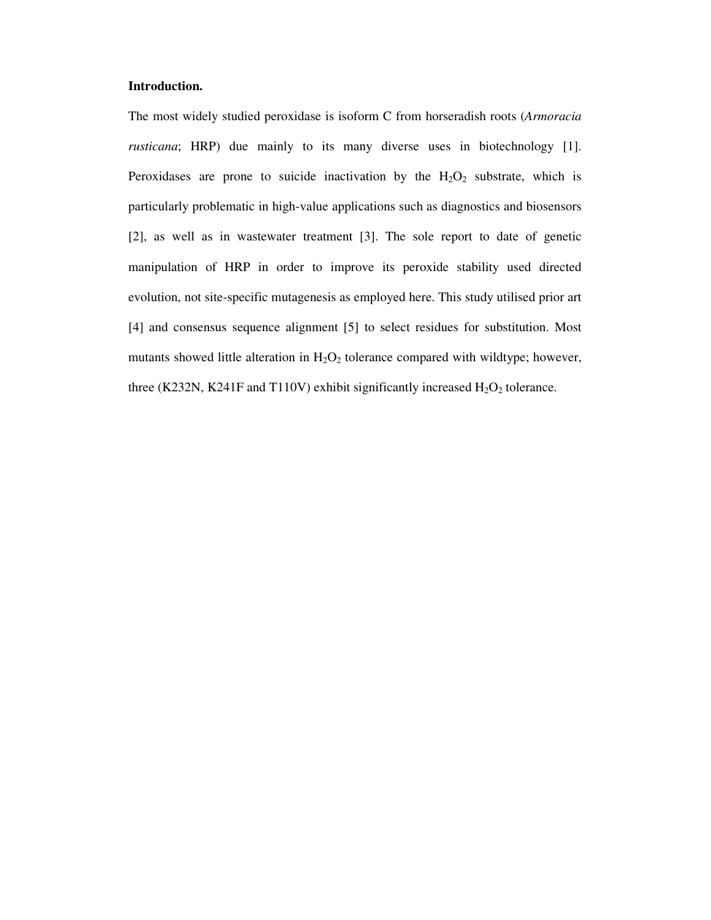**Introduction.**

The most widely studied peroxidase is isoform C from horseradish roots (*Armoracia rusticana*; HRP) due mainly to its many diverse uses in biotechnology [1]. Peroxidases are prone to suicide inactivation by the $H_2O_2$ substrate, which is particularly problematic in high-value applications such as diagnostics and biosensors [2], as well as in wastewater treatment [3]. The sole report to date of genetic manipulation of HRP in order to improve its peroxide stability used directed evolution, not site-specific mutagenesis as employed here. This study utilised prior art [4] and consensus sequence alignment [5] to select residues for substitution. Most mutants showed little alteration in $H_2O_2$ tolerance compared with wildtype; however, three (K232N, K241F and T110V) exhibit significantly increased $H_2O_2$ tolerance.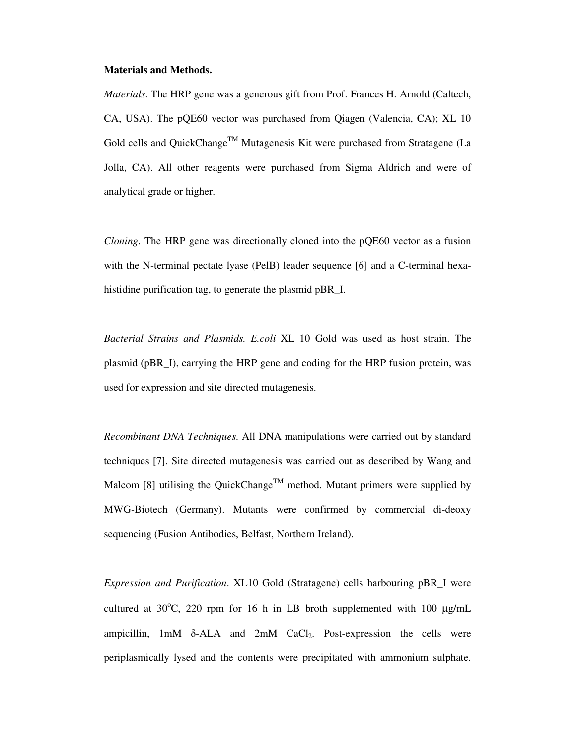**Materials and Methods.**

*Materials*. The HRP gene was a generous gift from Prof. Frances H. Arnold (Caltech, CA, USA). The pQE60 vector was purchased from Qiagen (Valencia, CA); XL 10 Gold cells and QuickChange$^{TM}$ Mutagenesis Kit were purchased from Stratagene (La Jolla, CA). All other reagents were purchased from Sigma Aldrich and were of analytical grade or higher.

*Cloning*. The HRP gene was directionally cloned into the pQE60 vector as a fusion with the N-terminal pectate lyase (PelB) leader sequence [6] and a C-terminal hexa-histidine purification tag, to generate the plasmid pBR_I.

*Bacterial Strains and Plasmids. E.coli* XL 10 Gold was used as host strain. The plasmid (pBR_I), carrying the HRP gene and coding for the HRP fusion protein, was used for expression and site directed mutagenesis.

*Recombinant DNA Techniques*. All DNA manipulations were carried out by standard techniques [7]. Site directed mutagenesis was carried out as described by Wang and Malcom [8] utilising the QuickChange$^{TM}$ method. Mutant primers were supplied by MWG-Biotech (Germany). Mutants were confirmed by commercial di-deoxy sequencing (Fusion Antibodies, Belfast, Northern Ireland).

*Expression and Purification*. XL10 Gold (Stratagene) cells harbouring pBR_I were cultured at 30$^{o}$C, 220 rpm for 16 h in LB broth supplemented with 100 μg/mL ampicillin, 1mM δ-ALA and 2mM $CaCl_2$. Post-expression the cells were periplasmically lysed and the contents were precipitated with ammonium sulphate.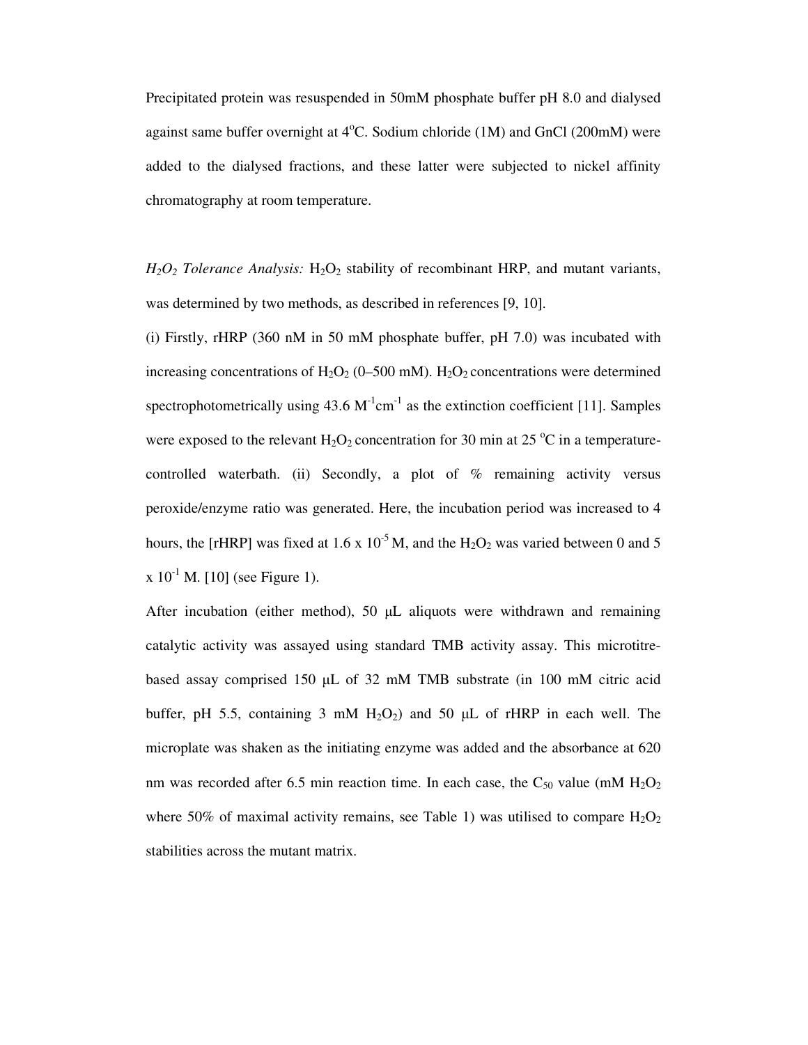Precipitated protein was resuspended in 50mM phosphate buffer pH 8.0 and dialysed against same buffer overnight at $4^{o}C$. Sodium chloride (1M) and GnCl (200mM) were added to the dialysed fractions, and these latter were subjected to nickel affinity chromatography at room temperature.

*$H_2O_2$ Tolerance Analysis:* $H_2O_2$ stability of recombinant HRP, and mutant variants, was determined by two methods, as described in references [9, 10].

(i) Firstly, rHRP (360 nM in 50 mM phosphate buffer, pH 7.0) was incubated with increasing concentrations of $H_2O_2$ (0–500 mM). $H_2O_2$ concentrations were determined spectrophotometrically using 43.6 $M^{-1}cm^{-1}$ as the extinction coefficient [11]. Samples were exposed to the relevant $H_2O_2$ concentration for 30 min at 25 $^{o}C$ in a temperature-controlled waterbath. (ii) Secondly, a plot of % remaining activity versus peroxide/enzyme ratio was generated. Here, the incubation period was increased to 4 hours, the [rHRP] was fixed at $1.6 \times 10^{-5}$ M, and the $H_2O_2$ was varied between 0 and $5 \times 10^{-1}$ M. [10] (see Figure 1).

After incubation (either method), 50 μL aliquots were withdrawn and remaining catalytic activity was assayed using standard TMB activity assay. This microtitre-based assay comprised 150 μL of 32 mM TMB substrate (in 100 mM citric acid buffer, pH 5.5, containing 3 mM $H_2O_2$) and 50 μL of rHRP in each well. The microplate was shaken as the initiating enzyme was added and the absorbance at 620 nm was recorded after 6.5 min reaction time. In each case, the $C_{50}$ value (mM $H_2O_2$ where 50% of maximal activity remains, see Table 1) was utilised to compare $H_2O_2$ stabilities across the mutant matrix.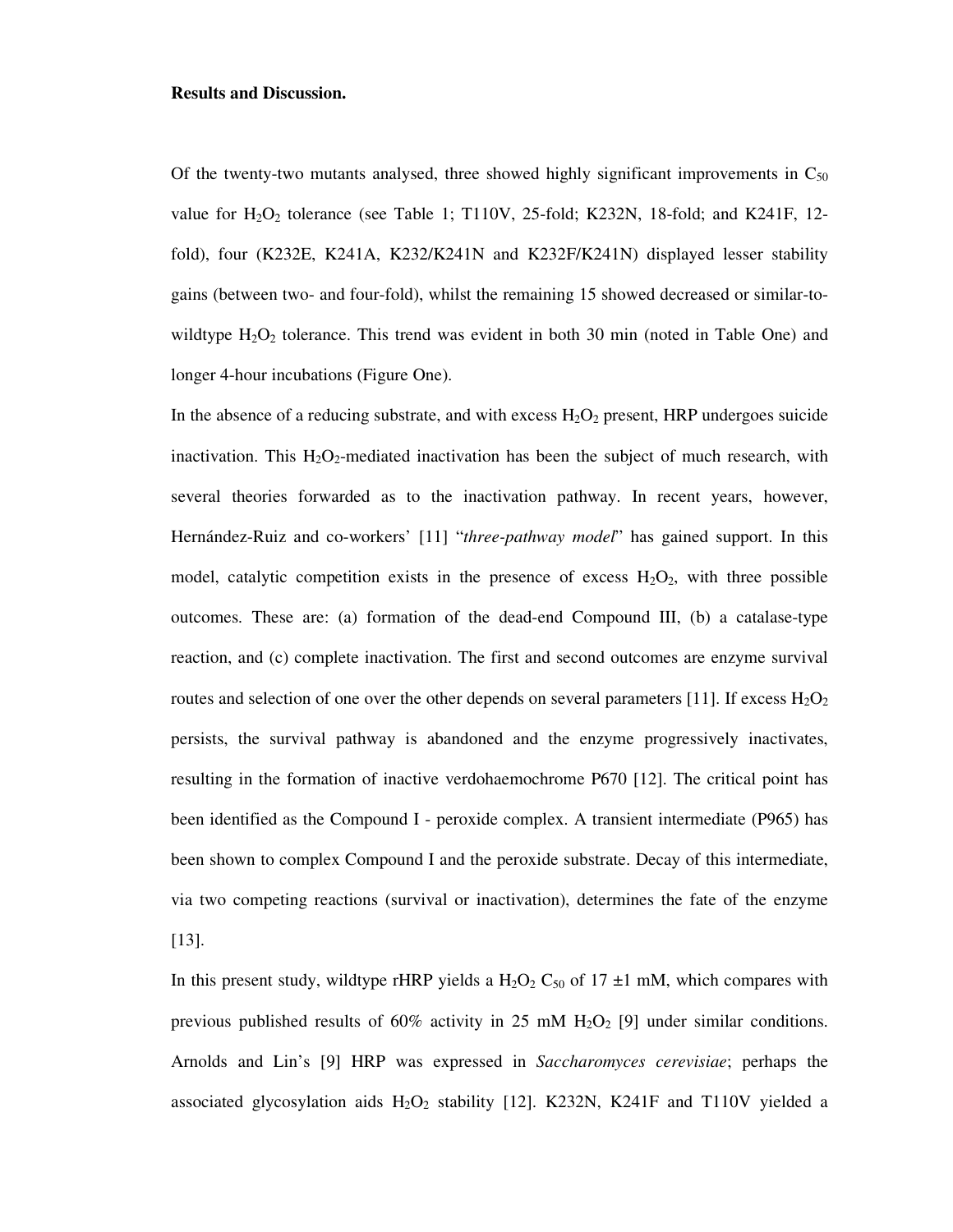**Results and Discussion.**

Of the twenty-two mutants analysed, three showed highly significant improvements in $C_{50}$ value for $H_2O_2$ tolerance (see Table 1; T110V, 25-fold; K232N, 18-fold; and K241F, 12-fold), four (K232E, K241A, K232/K241N and K232F/K241N) displayed lesser stability gains (between two- and four-fold), whilst the remaining 15 showed decreased or similar-to-wildtype $H_2O_2$ tolerance. This trend was evident in both 30 min (noted in Table One) and longer 4-hour incubations (Figure One).

In the absence of a reducing substrate, and with excess $H_2O_2$ present, HRP undergoes suicide inactivation. This $H_2O_2$-mediated inactivation has been the subject of much research, with several theories forwarded as to the inactivation pathway. In recent years, however, Hernández-Ruiz and co-workers' [11] "*three-pathway model*" has gained support. In this model, catalytic competition exists in the presence of excess $H_2O_2$, with three possible outcomes. These are: (a) formation of the dead-end Compound III, (b) a catalase-type reaction, and (c) complete inactivation. The first and second outcomes are enzyme survival routes and selection of one over the other depends on several parameters [11]. If excess $H_2O_2$ persists, the survival pathway is abandoned and the enzyme progressively inactivates, resulting in the formation of inactive verdohaemochrome P670 [12]. The critical point has been identified as the Compound I - peroxide complex. A transient intermediate (P965) has been shown to complex Compound I and the peroxide substrate. Decay of this intermediate, via two competing reactions (survival or inactivation), determines the fate of the enzyme [13].

In this present study, wildtype rHRP yields a $H_2O_2$ $C_{50}$ of 17 ±1 mM, which compares with previous published results of 60% activity in 25 mM $H_2O_2$ [9] under similar conditions. Arnolds and Lin's [9] HRP was expressed in *Saccharomyces cerevisiae*; perhaps the associated glycosylation aids $H_2O_2$ stability [12]. K232N, K241F and T110V yielded a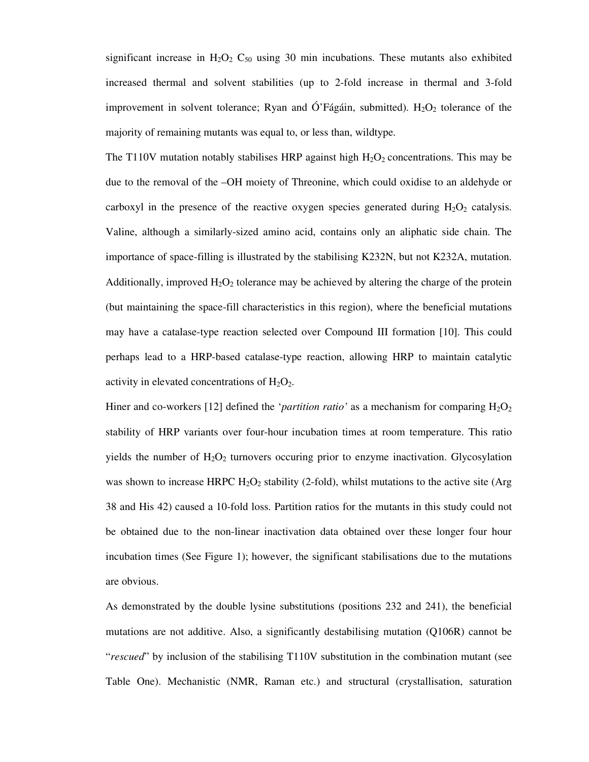significant increase in $H_2O_2$ $C_{50}$ using 30 min incubations. These mutants also exhibited increased thermal and solvent stabilities (up to 2-fold increase in thermal and 3-fold improvement in solvent tolerance; Ryan and Ó'Fágáin, submitted). $H_2O_2$ tolerance of the majority of remaining mutants was equal to, or less than, wildtype.

The T110V mutation notably stabilises HRP against high $H_2O_2$ concentrations. This may be due to the removal of the –OH moiety of Threonine, which could oxidise to an aldehyde or carboxyl in the presence of the reactive oxygen species generated during $H_2O_2$ catalysis. Valine, although a similarly-sized amino acid, contains only an aliphatic side chain. The importance of space-filling is illustrated by the stabilising K232N, but not K232A, mutation. Additionally, improved $H_2O_2$ tolerance may be achieved by altering the charge of the protein (but maintaining the space-fill characteristics in this region), where the beneficial mutations may have a catalase-type reaction selected over Compound III formation [10]. This could perhaps lead to a HRP-based catalase-type reaction, allowing HRP to maintain catalytic activity in elevated concentrations of $H_2O_2$.

Hiner and co-workers [12] defined the '*partition ratio'* as a mechanism for comparing $H_2O_2$ stability of HRP variants over four-hour incubation times at room temperature. This ratio yields the number of $H_2O_2$ turnovers occuring prior to enzyme inactivation. Glycosylation was shown to increase HRPC $H_2O_2$ stability (2-fold), whilst mutations to the active site (Arg 38 and His 42) caused a 10-fold loss. Partition ratios for the mutants in this study could not be obtained due to the non-linear inactivation data obtained over these longer four hour incubation times (See Figure 1); however, the significant stabilisations due to the mutations are obvious.

As demonstrated by the double lysine substitutions (positions 232 and 241), the beneficial mutations are not additive. Also, a significantly destabilising mutation (Q106R) cannot be "*rescued*" by inclusion of the stabilising T110V substitution in the combination mutant (see Table One). Mechanistic (NMR, Raman etc.) and structural (crystallisation, saturation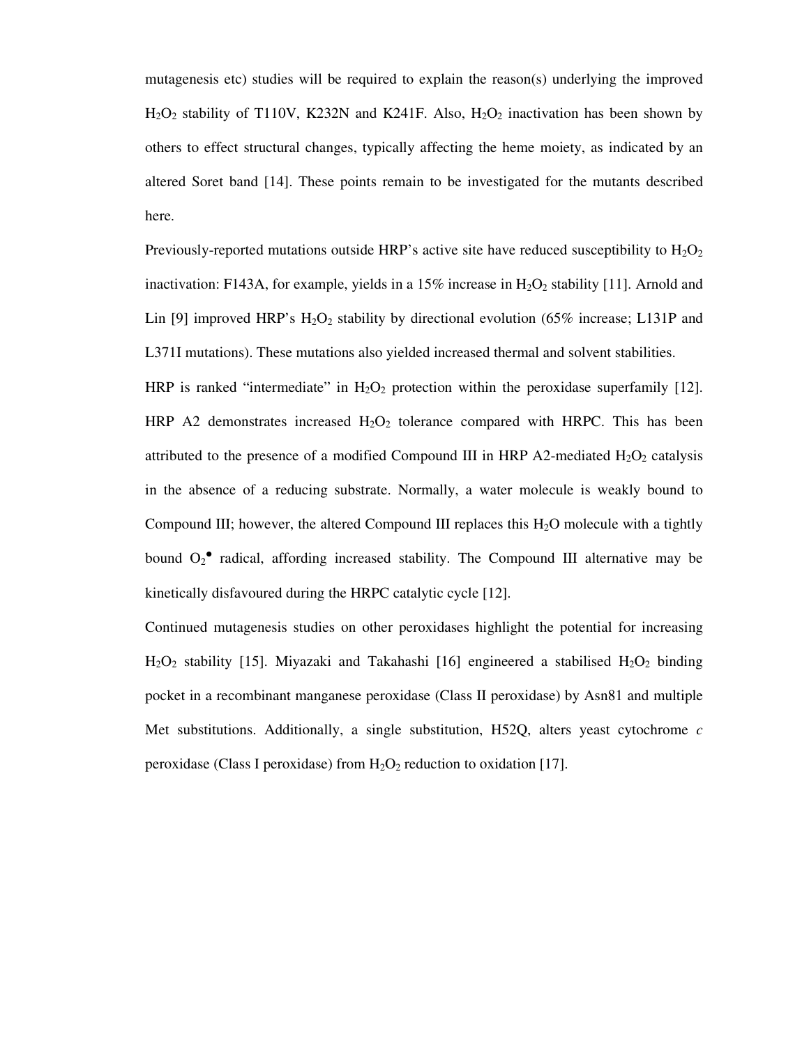mutagenesis etc) studies will be required to explain the reason(s) underlying the improved $H_2O_2$ stability of T110V, K232N and K241F. Also, $H_2O_2$ inactivation has been shown by others to effect structural changes, typically affecting the heme moiety, as indicated by an altered Soret band [14]. These points remain to be investigated for the mutants described here.

Previously-reported mutations outside HRP's active site have reduced susceptibility to $H_2O_2$ inactivation: F143A, for example, yields in a 15% increase in $H_2O_2$ stability [11]. Arnold and Lin [9] improved HRP's $H_2O_2$ stability by directional evolution (65% increase; L131P and L371I mutations). These mutations also yielded increased thermal and solvent stabilities.

HRP is ranked "intermediate" in $H_2O_2$ protection within the peroxidase superfamily [12]. HRP A2 demonstrates increased $H_2O_2$ tolerance compared with HRPC. This has been attributed to the presence of a modified Compound III in HRP A2-mediated $H_2O_2$ catalysis in the absence of a reducing substrate. Normally, a water molecule is weakly bound to Compound III; however, the altered Compound III replaces this $H_2O$ molecule with a tightly bound $O_2^{\bullet}$ radical, affording increased stability. The Compound III alternative may be kinetically disfavoured during the HRPC catalytic cycle [12].

Continued mutagenesis studies on other peroxidases highlight the potential for increasing $H_2O_2$ stability [15]. Miyazaki and Takahashi [16] engineered a stabilised $H_2O_2$ binding pocket in a recombinant manganese peroxidase (Class II peroxidase) by Asn81 and multiple Met substitutions. Additionally, a single substitution, H52Q, alters yeast cytochrome *c* peroxidase (Class I peroxidase) from $H_2O_2$ reduction to oxidation [17].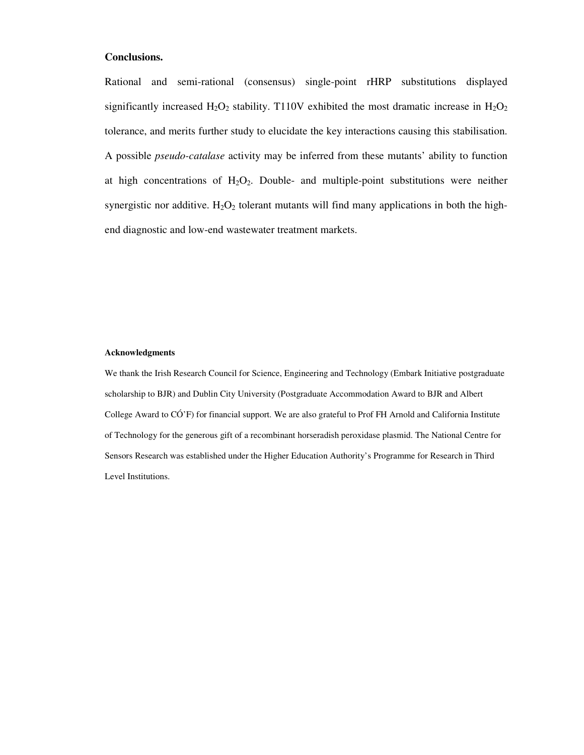## Conclusions.

Rational and semi-rational (consensus) single-point rHRP substitutions displayed significantly increased $H_2O_2$ stability. T110V exhibited the most dramatic increase in $H_2O_2$ tolerance, and merits further study to elucidate the key interactions causing this stabilisation. A possible *pseudo-catalase* activity may be inferred from these mutants' ability to function at high concentrations of $H_2O_2$. Double- and multiple-point substitutions were neither synergistic nor additive. $H_2O_2$ tolerant mutants will find many applications in both the high-end diagnostic and low-end wastewater treatment markets.

### Acknowledgments

We thank the Irish Research Council for Science, Engineering and Technology (Embark Initiative postgraduate scholarship to BJR) and Dublin City University (Postgraduate Accommodation Award to BJR and Albert College Award to CÓ'F) for financial support. We are also grateful to Prof FH Arnold and California Institute of Technology for the generous gift of a recombinant horseradish peroxidase plasmid. The National Centre for Sensors Research was established under the Higher Education Authority's Programme for Research in Third Level Institutions.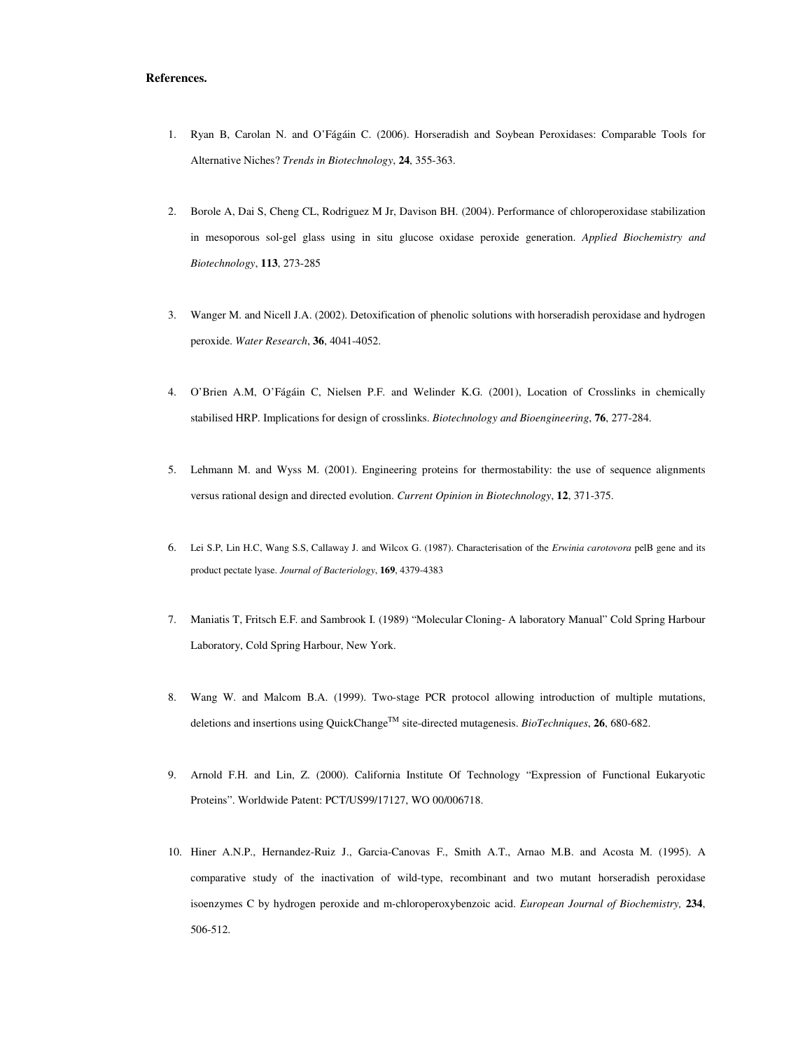**References.**

1. Ryan B, Carolan N. and O'Fágáin C. (2006). Horseradish and Soybean Peroxidases: Comparable Tools for Alternative Niches? *Trends in Biotechnology*, **24**, 355-363.

2. Borole A, Dai S, Cheng CL, Rodriguez M Jr, Davison BH. (2004). Performance of chloroperoxidase stabilization in mesoporous sol-gel glass using in situ glucose oxidase peroxide generation. *Applied Biochemistry and Biotechnology*, **113**, 273-285

3. Wanger M. and Nicell J.A. (2002). Detoxification of phenolic solutions with horseradish peroxidase and hydrogen peroxide. *Water Research*, **36**, 4041-4052.

4. O'Brien A.M, O'Fágáin C, Nielsen P.F. and Welinder K.G. (2001), Location of Crosslinks in chemically stabilised HRP. Implications for design of crosslinks. *Biotechnology and Bioengineering*, **76**, 277-284.

5. Lehmann M. and Wyss M. (2001). Engineering proteins for thermostability: the use of sequence alignments versus rational design and directed evolution. *Current Opinion in Biotechnology*, **12**, 371-375.

6. Lei S.P, Lin H.C, Wang S.S, Callaway J. and Wilcox G. (1987). Characterisation of the *Erwinia carotovora* pelB gene and its product pectate lyase. *Journal of Bacteriology*, **169**, 4379-4383

7. Maniatis T, Fritsch E.F. and Sambrook I. (1989) "Molecular Cloning- A laboratory Manual" Cold Spring Harbour Laboratory, Cold Spring Harbour, New York.

8. Wang W. and Malcom B.A. (1999). Two-stage PCR protocol allowing introduction of multiple mutations, deletions and insertions using QuickChange$^{TM}$ site-directed mutagenesis. *BioTechniques*, **26**, 680-682.

9. Arnold F.H. and Lin, Z. (2000). California Institute Of Technology "Expression of Functional Eukaryotic Proteins". Worldwide Patent: PCT/US99/17127, WO 00/006718.

10. Hiner A.N.P., Hernandez-Ruiz J., Garcia-Canovas F., Smith A.T., Arnao M.B. and Acosta M. (1995). A comparative study of the inactivation of wild-type, recombinant and two mutant horseradish peroxidase isoenzymes C by hydrogen peroxide and m-chloroperoxybenzoic acid. *European Journal of Biochemistry,* **234**, 506-512.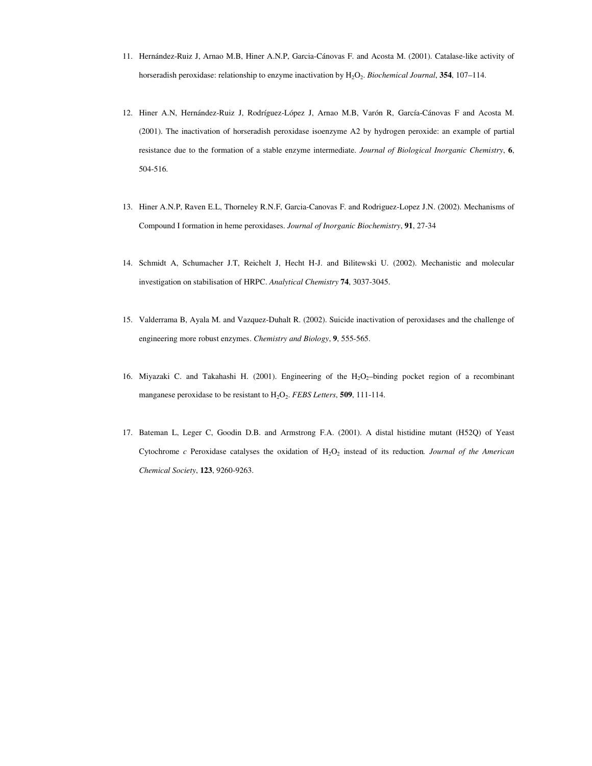11. Hernández-Ruiz J, Arnao M.B, Hiner A.N.P, Garcia-Cánovas F. and Acosta M. (2001). Catalase-like activity of horseradish peroxidase: relationship to enzyme inactivation by $H_2O_2$. *Biochemical Journal*, **354**, 107–114.

12. Hiner A.N, Hernández-Ruiz J, Rodríguez-López J, Arnao M.B, Varón R, García-Cánovas F and Acosta M. (2001). The inactivation of horseradish peroxidase isoenzyme A2 by hydrogen peroxide: an example of partial resistance due to the formation of a stable enzyme intermediate. *Journal of Biological Inorganic Chemistry*, **6**, 504-516.

13. Hiner A.N.P, Raven E.L, Thorneley R.N.F, Garcia-Canovas F. and Rodriguez-Lopez J.N. (2002). Mechanisms of Compound I formation in heme peroxidases. *Journal of Inorganic Biochemistry*, **91**, 27-34

14. Schmidt A, Schumacher J.T, Reichelt J, Hecht H-J. and Bilitewski U. (2002). Mechanistic and molecular investigation on stabilisation of HRPC. *Analytical Chemistry* **74**, 3037-3045.

15. Valderrama B, Ayala M. and Vazquez-Duhalt R. (2002). Suicide inactivation of peroxidases and the challenge of engineering more robust enzymes. *Chemistry and Biology*, **9**, 555-565.

16. Miyazaki C. and Takahashi H. (2001). Engineering of the $H_2O_2$–binding pocket region of a recombinant manganese peroxidase to be resistant to $H_2O_2$. *FEBS Letters*, **509**, 111-114.

17. Bateman L, Leger C, Goodin D.B. and Armstrong F.A. (2001). A distal histidine mutant (H52Q) of Yeast Cytochrome *c* Peroxidase catalyses the oxidation of $H_2O_2$ instead of its reduction. *Journal of the American Chemical Society*, **123**, 9260-9263.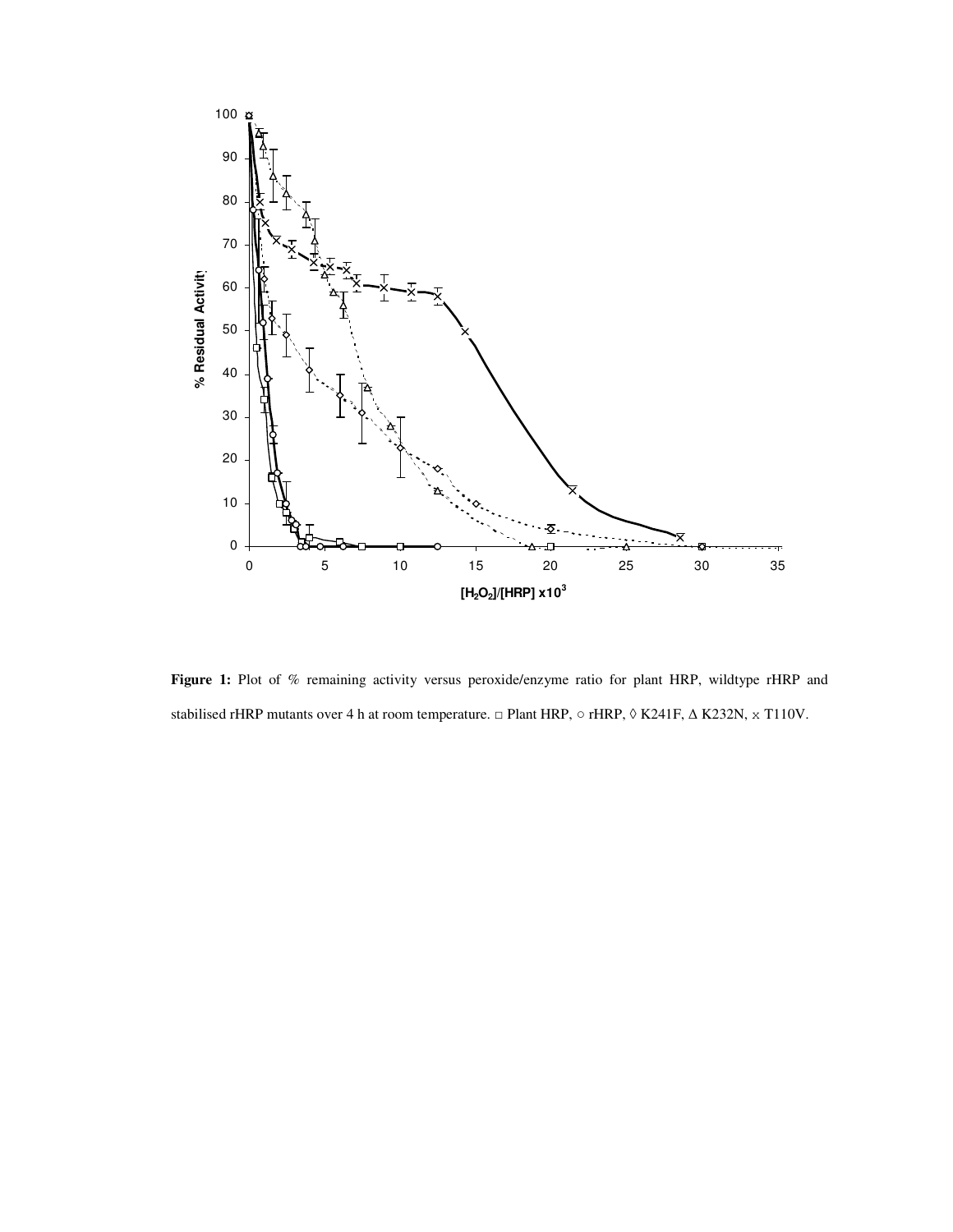**Figure 1:** Plot of % remaining activity versus peroxide/enzyme ratio for plant HRP, wildtype rHRP and stabilised rHRP mutants over 4 h at room temperature. □ Plant HRP, ○ rHRP, ◊ K241F, Δ K232N, × T110V.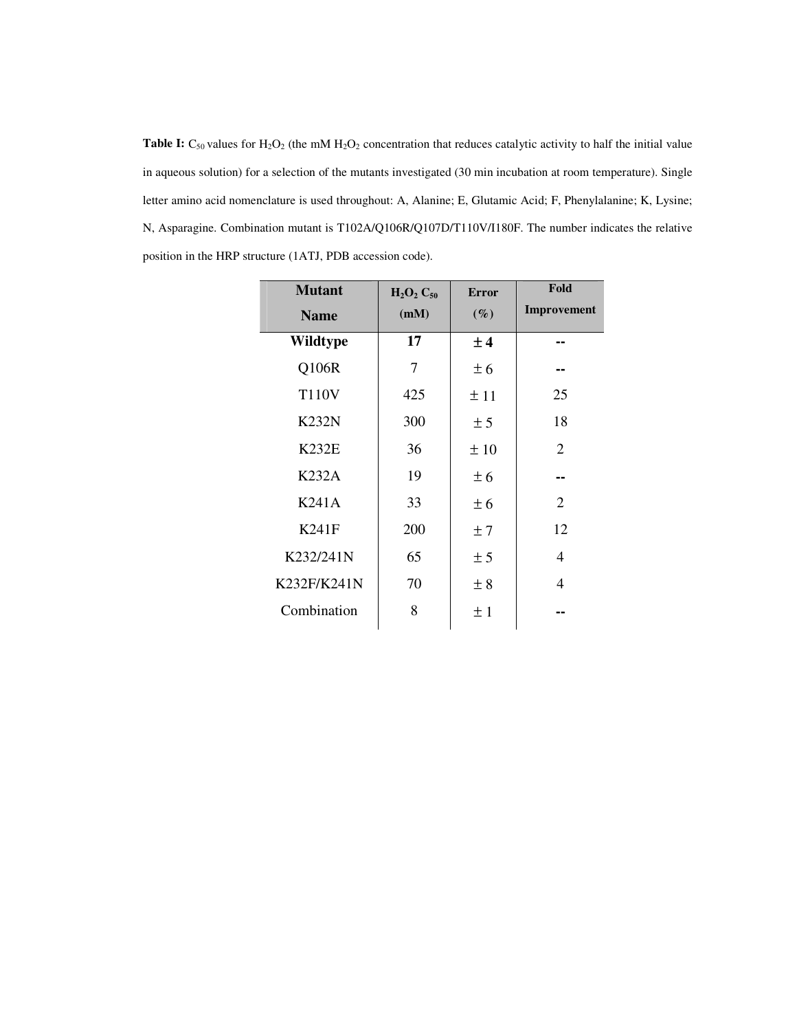**Table I:** $C_{50}$ values for $H_2O_2$ (the mM $H_2O_2$ concentration that reduces catalytic activity to half the initial value in aqueous solution) for a selection of the mutants investigated (30 min incubation at room temperature). Single letter amino acid nomenclature is used throughout: A, Alanine; E, Glutamic Acid; F, Phenylalanine; K, Lysine; N, Asparagine. Combination mutant is T102A/Q106R/Q107D/T110V/I180F. The number indicates the relative position in the HRP structure (1ATJ, PDB accession code).

| Mutant Name | $H_2O_2$ $C_{50}$ (mM) | Error (%) | Fold Improvement |
|---|---|---|---|
| **Wildtype** | **17** | **± 4** | **--** |
| Q106R | 7 | ± 6 | -- |
| T110V | 425 | ± 11 | 25 |
| K232N | 300 | ± 5 | 18 |
| K232E | 36 | ± 10 | 2 |
| K232A | 19 | ± 6 | -- |
| K241A | 33 | ± 6 | 2 |
| K241F | 200 | ± 7 | 12 |
| K232/241N | 65 | ± 5 | 4 |
| K232F/K241N | 70 | ± 8 | 4 |
| Combination | 8 | ± 1 | -- |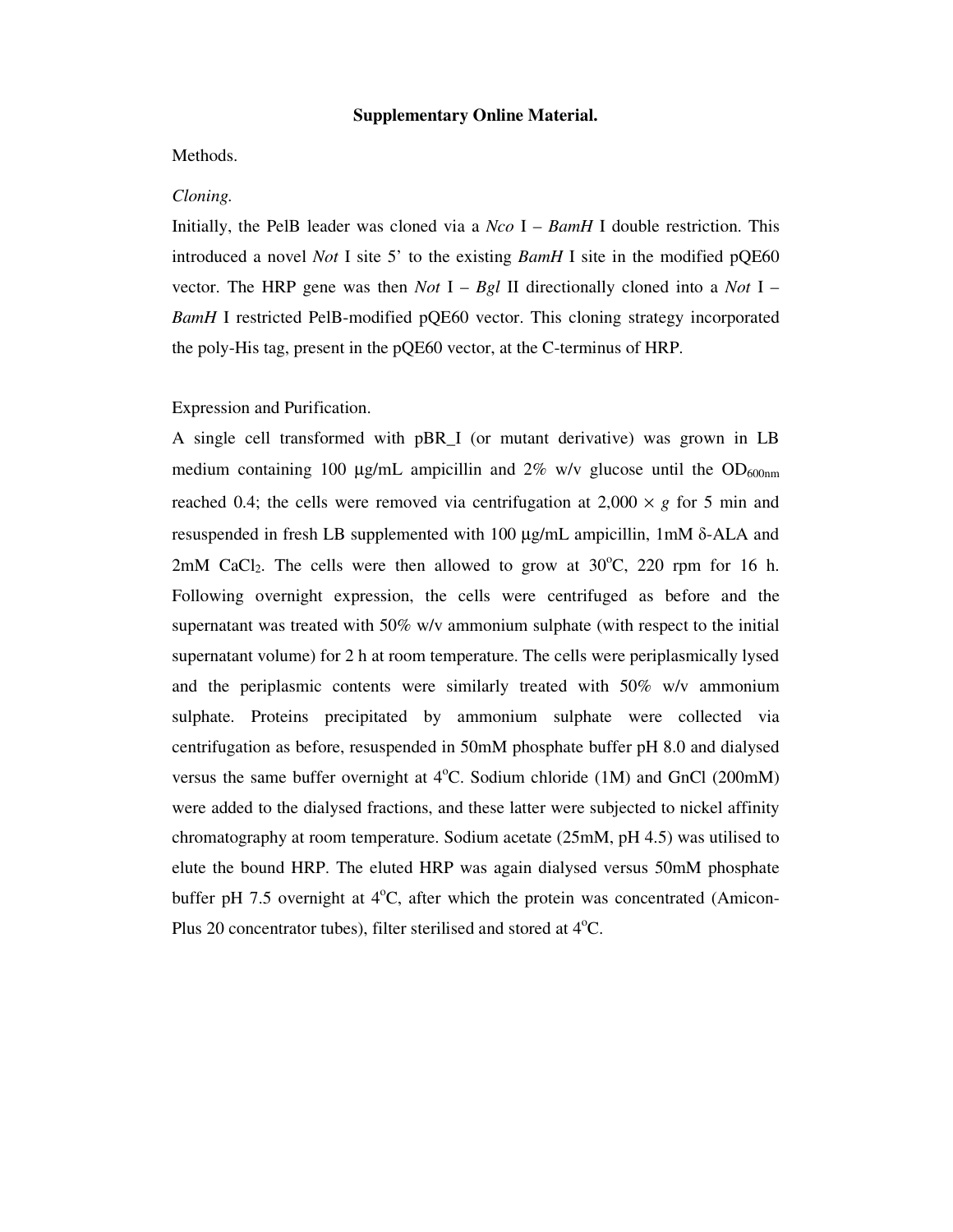# Supplementary Online Material.

Methods.

*Cloning.*

Initially, the PelB leader was cloned via a *Nco* I – *BamH* I double restriction. This introduced a novel *Not* I site 5' to the existing *BamH* I site in the modified pQE60 vector. The HRP gene was then *Not* I – *Bgl* II directionally cloned into a *Not* I – *BamH* I restricted PelB-modified pQE60 vector. This cloning strategy incorporated the poly-His tag, present in the pQE60 vector, at the C-terminus of HRP.

Expression and Purification.

A single cell transformed with pBR_I (or mutant derivative) was grown in LB medium containing 100 μg/mL ampicillin and 2% w/v glucose until the $OD_{600nm}$ reached 0.4; the cells were removed via centrifugation at 2,000 × *g* for 5 min and resuspended in fresh LB supplemented with 100 μg/mL ampicillin, 1mM δ-ALA and 2mM $CaCl_2$. The cells were then allowed to grow at 30°C, 220 rpm for 16 h. Following overnight expression, the cells were centrifuged as before and the supernatant was treated with 50% w/v ammonium sulphate (with respect to the initial supernatant volume) for 2 h at room temperature. The cells were periplasmically lysed and the periplasmic contents were similarly treated with 50% w/v ammonium sulphate. Proteins precipitated by ammonium sulphate were collected via centrifugation as before, resuspended in 50mM phosphate buffer pH 8.0 and dialysed versus the same buffer overnight at 4°C. Sodium chloride (1M) and GnCl (200mM) were added to the dialysed fractions, and these latter were subjected to nickel affinity chromatography at room temperature. Sodium acetate (25mM, pH 4.5) was utilised to elute the bound HRP. The eluted HRP was again dialysed versus 50mM phosphate buffer pH 7.5 overnight at 4°C, after which the protein was concentrated (Amicon-Plus 20 concentrator tubes), filter sterilised and stored at 4°C.